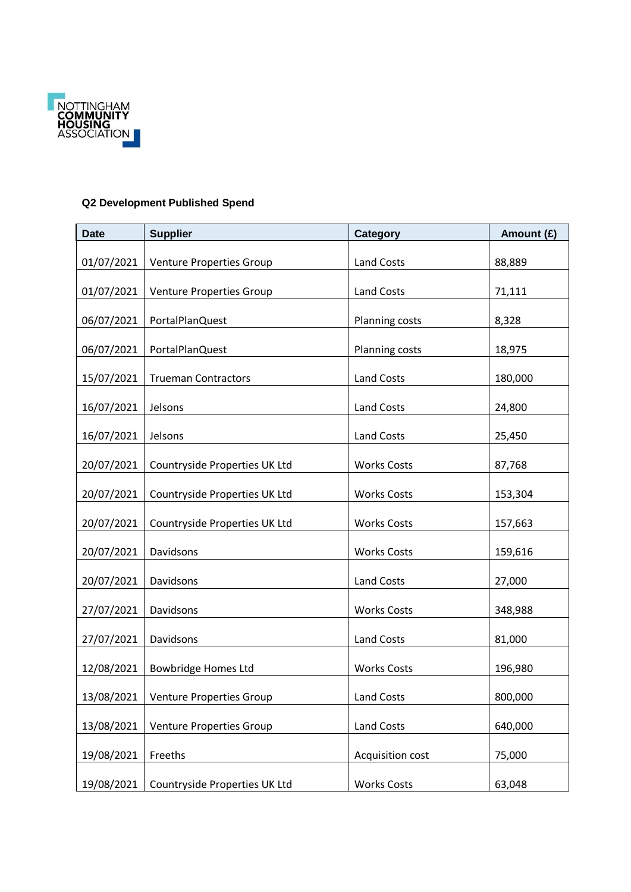NOTTINGHAM COMMUNITY HOUSING ASSOCIATION

**Q2 Development Published Spend**

| Date | Supplier | Category | Amount (£) |
|---|---|---|---|
| 01/07/2021 | Venture Properties Group | Land Costs | 88,889 |
| 01/07/2021 | Venture Properties Group | Land Costs | 71,111 |
| 06/07/2021 | PortalPlanQuest | Planning costs | 8,328 |
| 06/07/2021 | PortalPlanQuest | Planning costs | 18,975 |
| 15/07/2021 | Trueman Contractors | Land Costs | 180,000 |
| 16/07/2021 | Jelsons | Land Costs | 24,800 |
| 16/07/2021 | Jelsons | Land Costs | 25,450 |
| 20/07/2021 | Countryside Properties UK Ltd | Works Costs | 87,768 |
| 20/07/2021 | Countryside Properties UK Ltd | Works Costs | 153,304 |
| 20/07/2021 | Countryside Properties UK Ltd | Works Costs | 157,663 |
| 20/07/2021 | Davidsons | Works Costs | 159,616 |
| 20/07/2021 | Davidsons | Land Costs | 27,000 |
| 27/07/2021 | Davidsons | Works Costs | 348,988 |
| 27/07/2021 | Davidsons | Land Costs | 81,000 |
| 12/08/2021 | Bowbridge Homes Ltd | Works Costs | 196,980 |
| 13/08/2021 | Venture Properties Group | Land Costs | 800,000 |
| 13/08/2021 | Venture Properties Group | Land Costs | 640,000 |
| 19/08/2021 | Freeths | Acquisition cost | 75,000 |
| 19/08/2021 | Countryside Properties UK Ltd | Works Costs | 63,048 |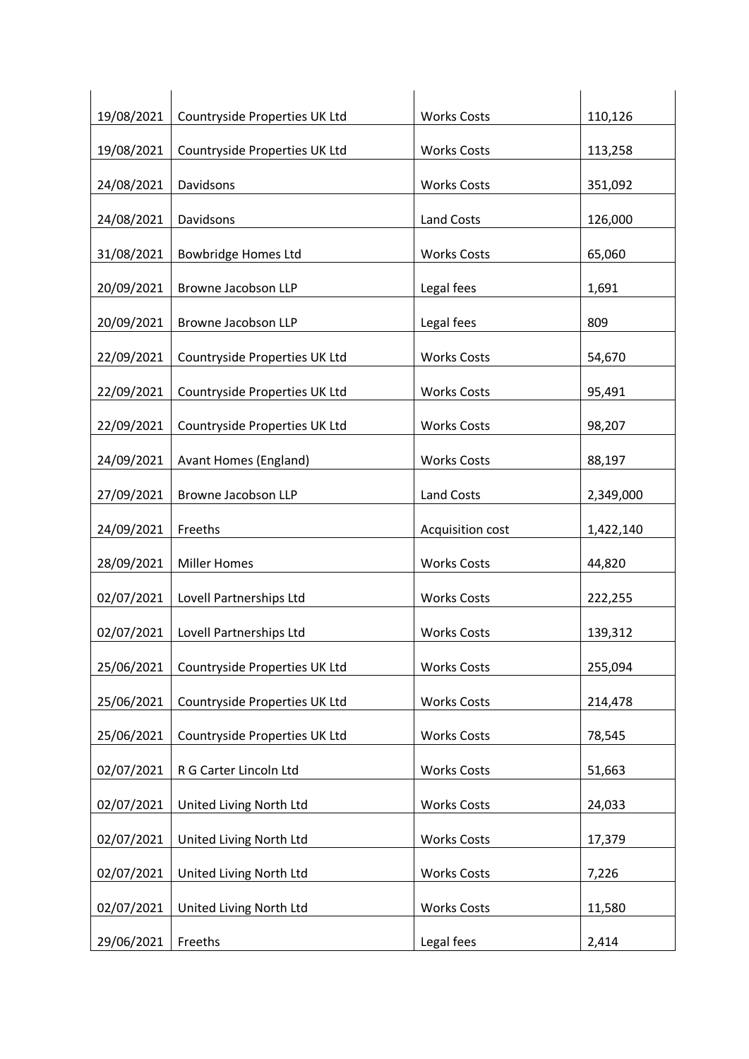| | | | |
|---|---|---|---|
| 19/08/2021 | Countryside Properties UK Ltd | Works Costs | 110,126 |
| 19/08/2021 | Countryside Properties UK Ltd | Works Costs | 113,258 |
| 24/08/2021 | Davidsons | Works Costs | 351,092 |
| 24/08/2021 | Davidsons | Land Costs | 126,000 |
| 31/08/2021 | Bowbridge Homes Ltd | Works Costs | 65,060 |
| 20/09/2021 | Browne Jacobson LLP | Legal fees | 1,691 |
| 20/09/2021 | Browne Jacobson LLP | Legal fees | 809 |
| 22/09/2021 | Countryside Properties UK Ltd | Works Costs | 54,670 |
| 22/09/2021 | Countryside Properties UK Ltd | Works Costs | 95,491 |
| 22/09/2021 | Countryside Properties UK Ltd | Works Costs | 98,207 |
| 24/09/2021 | Avant Homes (England) | Works Costs | 88,197 |
| 27/09/2021 | Browne Jacobson LLP | Land Costs | 2,349,000 |
| 24/09/2021 | Freeths | Acquisition cost | 1,422,140 |
| 28/09/2021 | Miller Homes | Works Costs | 44,820 |
| 02/07/2021 | Lovell Partnerships Ltd | Works Costs | 222,255 |
| 02/07/2021 | Lovell Partnerships Ltd | Works Costs | 139,312 |
| 25/06/2021 | Countryside Properties UK Ltd | Works Costs | 255,094 |
| 25/06/2021 | Countryside Properties UK Ltd | Works Costs | 214,478 |
| 25/06/2021 | Countryside Properties UK Ltd | Works Costs | 78,545 |
| 02/07/2021 | R G Carter Lincoln Ltd | Works Costs | 51,663 |
| 02/07/2021 | United Living North Ltd | Works Costs | 24,033 |
| 02/07/2021 | United Living North Ltd | Works Costs | 17,379 |
| 02/07/2021 | United Living North Ltd | Works Costs | 7,226 |
| 02/07/2021 | United Living North Ltd | Works Costs | 11,580 |
| 29/06/2021 | Freeths | Legal fees | 2,414 |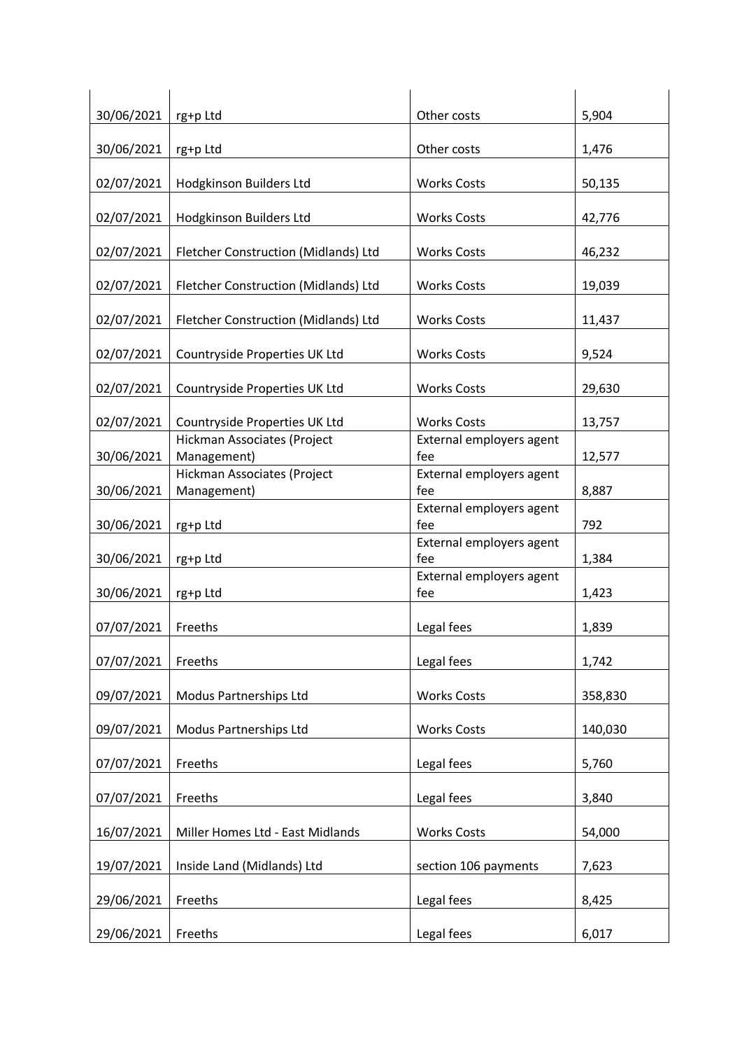| | | | |
|---|---|---|---|
| 30/06/2021 | rg+p Ltd | Other costs | 5,904 |
| 30/06/2021 | rg+p Ltd | Other costs | 1,476 |
| 02/07/2021 | Hodgkinson Builders Ltd | Works Costs | 50,135 |
| 02/07/2021 | Hodgkinson Builders Ltd | Works Costs | 42,776 |
| 02/07/2021 | Fletcher Construction (Midlands) Ltd | Works Costs | 46,232 |
| 02/07/2021 | Fletcher Construction (Midlands) Ltd | Works Costs | 19,039 |
| 02/07/2021 | Fletcher Construction (Midlands) Ltd | Works Costs | 11,437 |
| 02/07/2021 | Countryside Properties UK Ltd | Works Costs | 9,524 |
| 02/07/2021 | Countryside Properties UK Ltd | Works Costs | 29,630 |
| 02/07/2021 | Countryside Properties UK Ltd | Works Costs | 13,757 |
| 30/06/2021 | Hickman Associates (Project Management) | External employers agent fee | 12,577 |
| 30/06/2021 | Hickman Associates (Project Management) | External employers agent fee | 8,887 |
| 30/06/2021 | rg+p Ltd | External employers agent fee | 792 |
| 30/06/2021 | rg+p Ltd | External employers agent fee | 1,384 |
| 30/06/2021 | rg+p Ltd | External employers agent fee | 1,423 |
| 07/07/2021 | Freeths | Legal fees | 1,839 |
| 07/07/2021 | Freeths | Legal fees | 1,742 |
| 09/07/2021 | Modus Partnerships Ltd | Works Costs | 358,830 |
| 09/07/2021 | Modus Partnerships Ltd | Works Costs | 140,030 |
| 07/07/2021 | Freeths | Legal fees | 5,760 |
| 07/07/2021 | Freeths | Legal fees | 3,840 |
| 16/07/2021 | Miller Homes Ltd - East Midlands | Works Costs | 54,000 |
| 19/07/2021 | Inside Land (Midlands) Ltd | section 106 payments | 7,623 |
| 29/06/2021 | Freeths | Legal fees | 8,425 |
| 29/06/2021 | Freeths | Legal fees | 6,017 |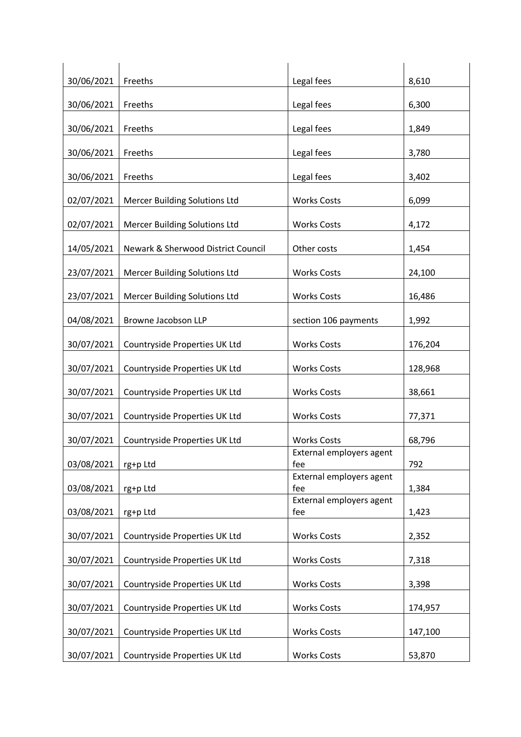| | | | |
|---|---|---|---|
| 30/06/2021 | Freeths | Legal fees | 8,610 |
| 30/06/2021 | Freeths | Legal fees | 6,300 |
| 30/06/2021 | Freeths | Legal fees | 1,849 |
| 30/06/2021 | Freeths | Legal fees | 3,780 |
| 30/06/2021 | Freeths | Legal fees | 3,402 |
| 02/07/2021 | Mercer Building Solutions Ltd | Works Costs | 6,099 |
| 02/07/2021 | Mercer Building Solutions Ltd | Works Costs | 4,172 |
| 14/05/2021 | Newark & Sherwood District Council | Other costs | 1,454 |
| 23/07/2021 | Mercer Building Solutions Ltd | Works Costs | 24,100 |
| 23/07/2021 | Mercer Building Solutions Ltd | Works Costs | 16,486 |
| 04/08/2021 | Browne Jacobson LLP | section 106 payments | 1,992 |
| 30/07/2021 | Countryside Properties UK Ltd | Works Costs | 176,204 |
| 30/07/2021 | Countryside Properties UK Ltd | Works Costs | 128,968 |
| 30/07/2021 | Countryside Properties UK Ltd | Works Costs | 38,661 |
| 30/07/2021 | Countryside Properties UK Ltd | Works Costs | 77,371 |
| 30/07/2021 | Countryside Properties UK Ltd | Works Costs | 68,796 |
| 03/08/2021 | rg+p Ltd | External employers agent fee | 792 |
| 03/08/2021 | rg+p Ltd | External employers agent fee | 1,384 |
| 03/08/2021 | rg+p Ltd | External employers agent fee | 1,423 |
| 30/07/2021 | Countryside Properties UK Ltd | Works Costs | 2,352 |
| 30/07/2021 | Countryside Properties UK Ltd | Works Costs | 7,318 |
| 30/07/2021 | Countryside Properties UK Ltd | Works Costs | 3,398 |
| 30/07/2021 | Countryside Properties UK Ltd | Works Costs | 174,957 |
| 30/07/2021 | Countryside Properties UK Ltd | Works Costs | 147,100 |
| 30/07/2021 | Countryside Properties UK Ltd | Works Costs | 53,870 |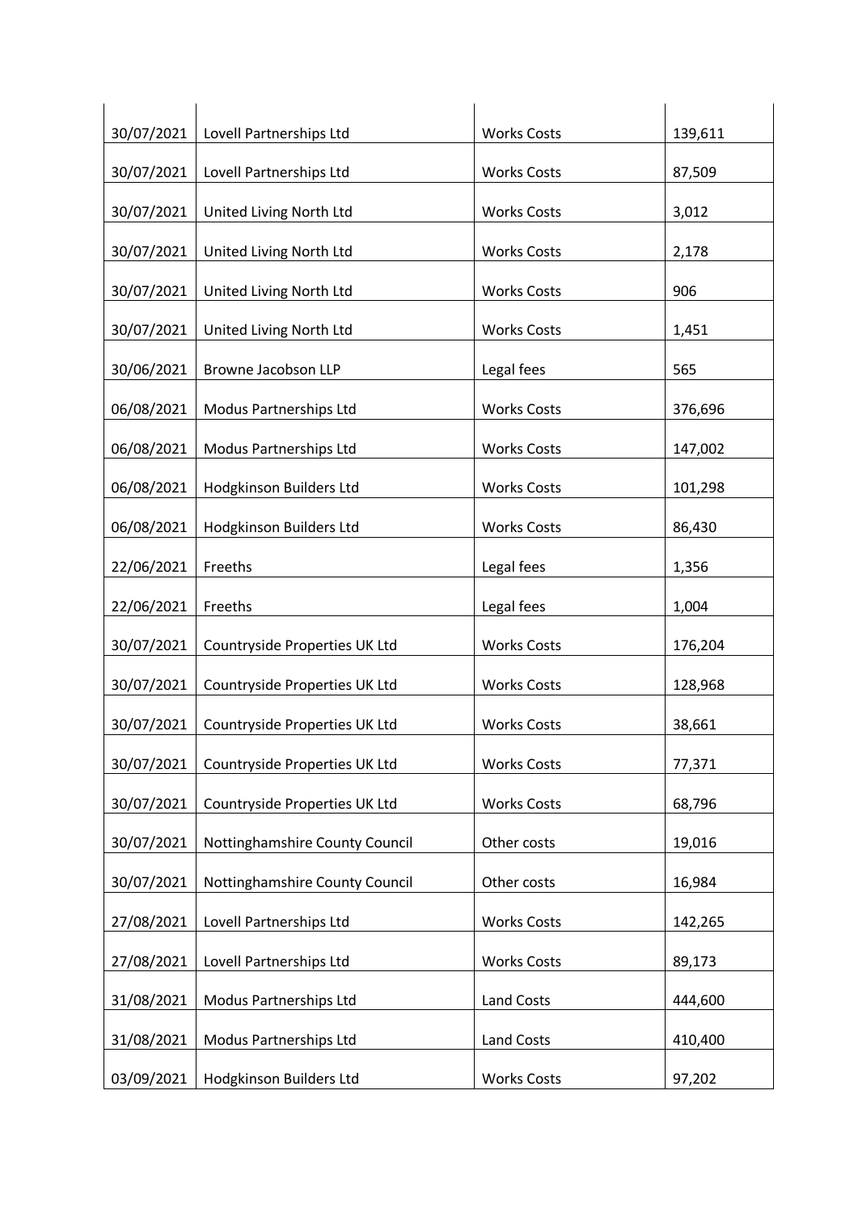| | | | |
|---|---|---|---|
| 30/07/2021 | Lovell Partnerships Ltd | Works Costs | 139,611 |
| 30/07/2021 | Lovell Partnerships Ltd | Works Costs | 87,509 |
| 30/07/2021 | United Living North Ltd | Works Costs | 3,012 |
| 30/07/2021 | United Living North Ltd | Works Costs | 2,178 |
| 30/07/2021 | United Living North Ltd | Works Costs | 906 |
| 30/07/2021 | United Living North Ltd | Works Costs | 1,451 |
| 30/06/2021 | Browne Jacobson LLP | Legal fees | 565 |
| 06/08/2021 | Modus Partnerships Ltd | Works Costs | 376,696 |
| 06/08/2021 | Modus Partnerships Ltd | Works Costs | 147,002 |
| 06/08/2021 | Hodgkinson Builders Ltd | Works Costs | 101,298 |
| 06/08/2021 | Hodgkinson Builders Ltd | Works Costs | 86,430 |
| 22/06/2021 | Freeths | Legal fees | 1,356 |
| 22/06/2021 | Freeths | Legal fees | 1,004 |
| 30/07/2021 | Countryside Properties UK Ltd | Works Costs | 176,204 |
| 30/07/2021 | Countryside Properties UK Ltd | Works Costs | 128,968 |
| 30/07/2021 | Countryside Properties UK Ltd | Works Costs | 38,661 |
| 30/07/2021 | Countryside Properties UK Ltd | Works Costs | 77,371 |
| 30/07/2021 | Countryside Properties UK Ltd | Works Costs | 68,796 |
| 30/07/2021 | Nottinghamshire County Council | Other costs | 19,016 |
| 30/07/2021 | Nottinghamshire County Council | Other costs | 16,984 |
| 27/08/2021 | Lovell Partnerships Ltd | Works Costs | 142,265 |
| 27/08/2021 | Lovell Partnerships Ltd | Works Costs | 89,173 |
| 31/08/2021 | Modus Partnerships Ltd | Land Costs | 444,600 |
| 31/08/2021 | Modus Partnerships Ltd | Land Costs | 410,400 |
| 03/09/2021 | Hodgkinson Builders Ltd | Works Costs | 97,202 |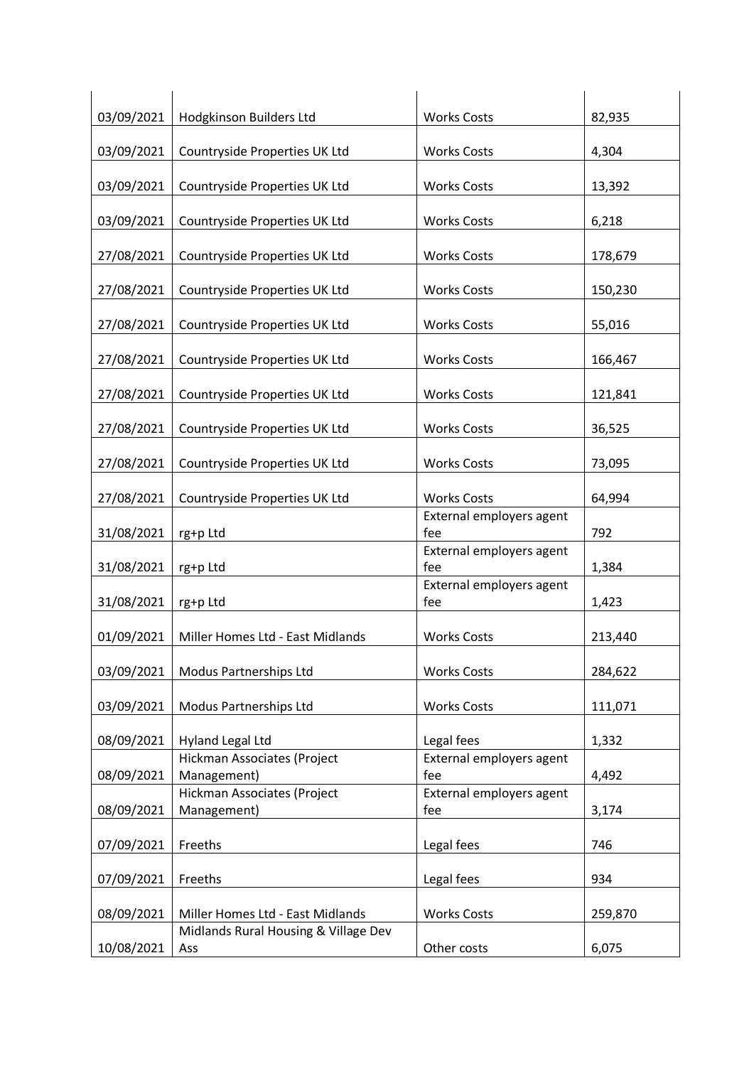| | | | |
|---|---|---|---|
| 03/09/2021 | Hodgkinson Builders Ltd | Works Costs | 82,935 |
| 03/09/2021 | Countryside Properties UK Ltd | Works Costs | 4,304 |
| 03/09/2021 | Countryside Properties UK Ltd | Works Costs | 13,392 |
| 03/09/2021 | Countryside Properties UK Ltd | Works Costs | 6,218 |
| 27/08/2021 | Countryside Properties UK Ltd | Works Costs | 178,679 |
| 27/08/2021 | Countryside Properties UK Ltd | Works Costs | 150,230 |
| 27/08/2021 | Countryside Properties UK Ltd | Works Costs | 55,016 |
| 27/08/2021 | Countryside Properties UK Ltd | Works Costs | 166,467 |
| 27/08/2021 | Countryside Properties UK Ltd | Works Costs | 121,841 |
| 27/08/2021 | Countryside Properties UK Ltd | Works Costs | 36,525 |
| 27/08/2021 | Countryside Properties UK Ltd | Works Costs | 73,095 |
| 27/08/2021 | Countryside Properties UK Ltd | Works Costs | 64,994 |
| 31/08/2021 | rg+p Ltd | External employers agent fee | 792 |
| 31/08/2021 | rg+p Ltd | External employers agent fee | 1,384 |
| 31/08/2021 | rg+p Ltd | External employers agent fee | 1,423 |
| 01/09/2021 | Miller Homes Ltd - East Midlands | Works Costs | 213,440 |
| 03/09/2021 | Modus Partnerships Ltd | Works Costs | 284,622 |
| 03/09/2021 | Modus Partnerships Ltd | Works Costs | 111,071 |
| 08/09/2021 | Hyland Legal Ltd | Legal fees | 1,332 |
| 08/09/2021 | Hickman Associates (Project Management) | External employers agent fee | 4,492 |
| 08/09/2021 | Hickman Associates (Project Management) | External employers agent fee | 3,174 |
| 07/09/2021 | Freeths | Legal fees | 746 |
| 07/09/2021 | Freeths | Legal fees | 934 |
| 08/09/2021 | Miller Homes Ltd - East Midlands | Works Costs | 259,870 |
| 10/08/2021 | Midlands Rural Housing & Village Dev Ass | Other costs | 6,075 |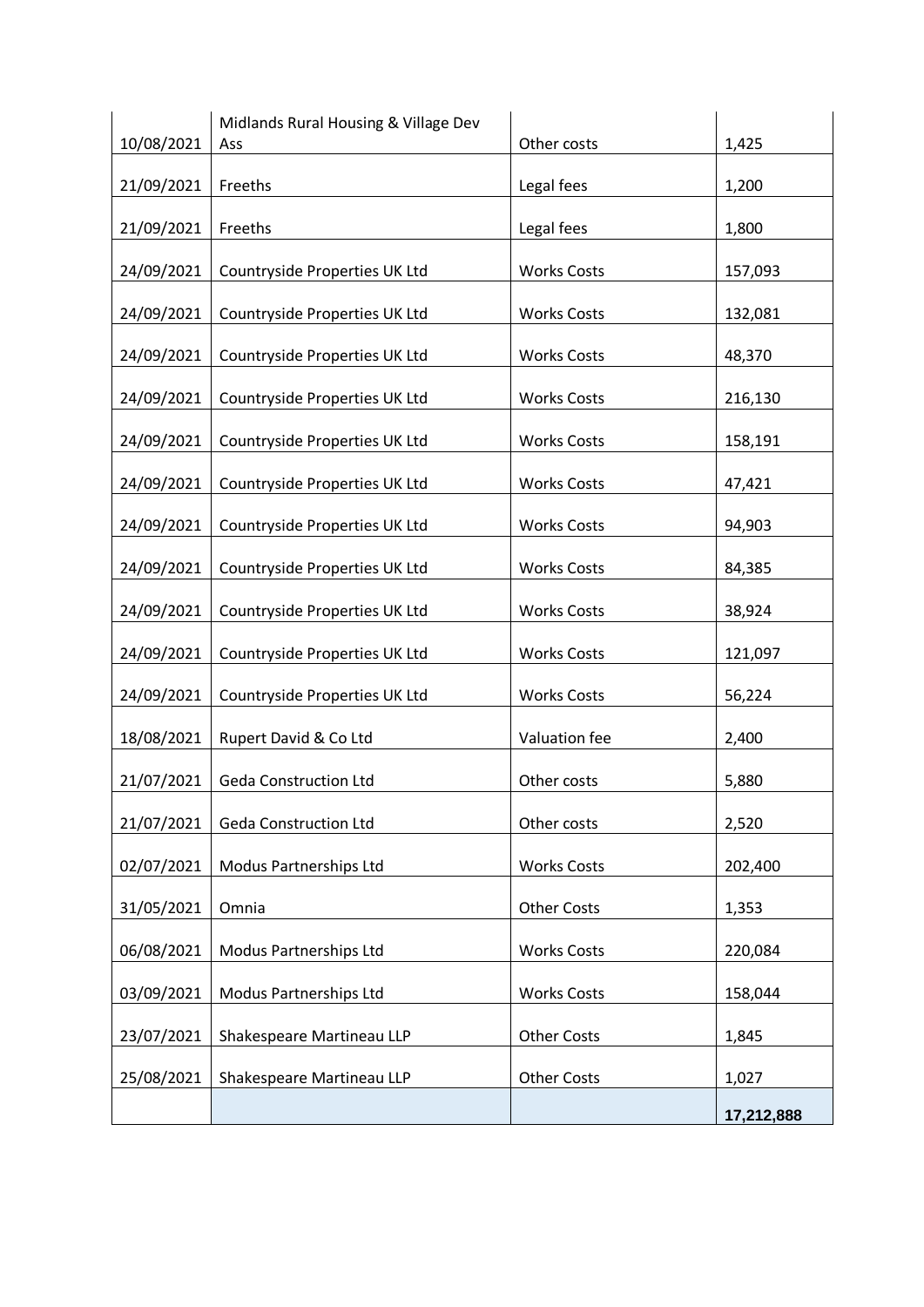| | | | |
|---|---|---|---|
| 10/08/2021 | Midlands Rural Housing & Village Dev Ass | Other costs | 1,425 |
| 21/09/2021 | Freeths | Legal fees | 1,200 |
| 21/09/2021 | Freeths | Legal fees | 1,800 |
| 24/09/2021 | Countryside Properties UK Ltd | Works Costs | 157,093 |
| 24/09/2021 | Countryside Properties UK Ltd | Works Costs | 132,081 |
| 24/09/2021 | Countryside Properties UK Ltd | Works Costs | 48,370 |
| 24/09/2021 | Countryside Properties UK Ltd | Works Costs | 216,130 |
| 24/09/2021 | Countryside Properties UK Ltd | Works Costs | 158,191 |
| 24/09/2021 | Countryside Properties UK Ltd | Works Costs | 47,421 |
| 24/09/2021 | Countryside Properties UK Ltd | Works Costs | 94,903 |
| 24/09/2021 | Countryside Properties UK Ltd | Works Costs | 84,385 |
| 24/09/2021 | Countryside Properties UK Ltd | Works Costs | 38,924 |
| 24/09/2021 | Countryside Properties UK Ltd | Works Costs | 121,097 |
| 24/09/2021 | Countryside Properties UK Ltd | Works Costs | 56,224 |
| 18/08/2021 | Rupert David & Co Ltd | Valuation fee | 2,400 |
| 21/07/2021 | Geda Construction Ltd | Other costs | 5,880 |
| 21/07/2021 | Geda Construction Ltd | Other costs | 2,520 |
| 02/07/2021 | Modus Partnerships Ltd | Works Costs | 202,400 |
| 31/05/2021 | Omnia | Other Costs | 1,353 |
| 06/08/2021 | Modus Partnerships Ltd | Works Costs | 220,084 |
| 03/09/2021 | Modus Partnerships Ltd | Works Costs | 158,044 |
| 23/07/2021 | Shakespeare Martineau LLP | Other Costs | 1,845 |
| 25/08/2021 | Shakespeare Martineau LLP | Other Costs | 1,027 |
| | | | **17,212,888** |